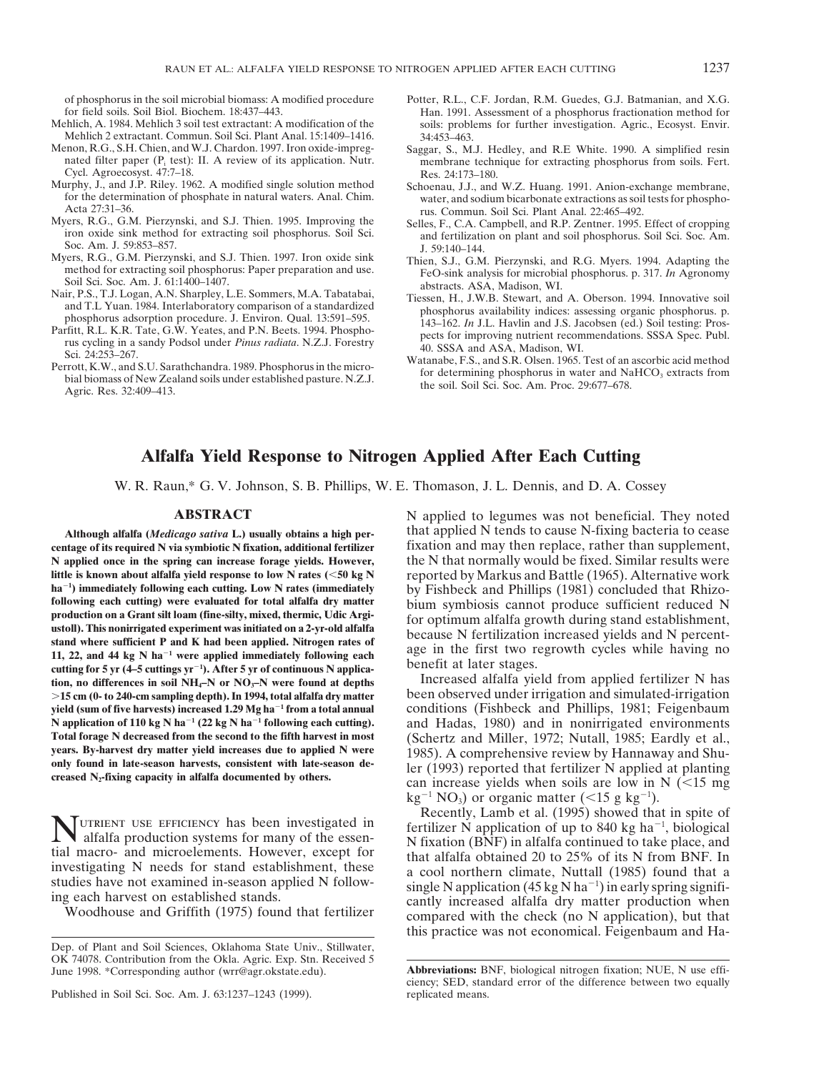of phosphorus in the soil microbial biomass: A modified procedure for field soils. Soil Biol. Biochem. 18:437–443.

Mehlich, A. 1984. Mehlich 3 soil test extractant: A modification of the Mehlich 2 extractant. Commun. Soil Sci. Plant Anal. 15:1409–1416.

Menon, R.G., S.H. Chien, and W.J. Chardon. 1997. Iron oxide-impregnated filter paper ($P_i$ test): II. A review of its application. Nutr. Cycl. Agroecosyst. 47:7–18.

Murphy, J., and J.P. Riley. 1962. A modified single solution method for the determination of phosphate in natural waters. Anal. Chim. Acta 27:31–36.

Myers, R.G., G.M. Pierzynski, and S.J. Thien. 1995. Improving the iron oxide sink method for extracting soil phosphorus. Soil Sci. Soc. Am. J. 59:853–857.

Myers, R.G., G.M. Pierzynski, and S.J. Thien. 1997. Iron oxide sink method for extracting soil phosphorus: Paper preparation and use. Soil Sci. Soc. Am. J. 61:1400–1407.

Nair, P.S., T.J. Logan, A.N. Sharpley, L.E. Sommers, M.A. Tabatabai, and T.L Yuan. 1984. Interlaboratory comparison of a standardized phosphorus adsorption procedure. J. Environ. Qual. 13:591–595.

Parfitt, R.L. K.R. Tate, G.W. Yeates, and P.N. Beets. 1994. Phosphorus cycling in a sandy Podsol under *Pinus radiata*. N.Z.J. Forestry Sci. 24:253–267.

Perrott, K.W., and S.U. Sarathchandra. 1989. Phosphorus in the microbial biomass of New Zealand soils under established pasture. N.Z.J. Agric. Res. 32:409–413.

Potter, R.L., C.F. Jordan, R.M. Guedes, G.J. Batmanian, and X.G. Han. 1991. Assessment of a phosphorus fractionation method for soils: problems for further investigation. Agric., Ecosyst. Envir. 34:453–463.

Saggar, S., M.J. Hedley, and R.E White. 1990. A simplified resin membrane technique for extracting phosphorus from soils. Fert. Res. 24:173–180.

Schoenau, J.J., and W.Z. Huang. 1991. Anion-exchange membrane, water, and sodium bicarbonate extractions as soil tests for phosphorus. Commun. Soil Sci. Plant Anal. 22:465–492.

Selles, F., C.A. Campbell, and R.P. Zentner. 1995. Effect of cropping and fertilization on plant and soil phosphorus. Soil Sci. Soc. Am. J. 59:140–144.

Thien, S.J., G.M. Pierzynski, and R.G. Myers. 1994. Adapting the FeO-sink analysis for microbial phosphorus. p. 317. *In* Agronomy abstracts. ASA, Madison, WI.

Tiessen, H., J.W.B. Stewart, and A. Oberson. 1994. Innovative soil phosphorus availability indices: assessing organic phosphorus. p. 143–162. *In* J.L. Havlin and J.S. Jacobsen (ed.) Soil testing: Prospects for improving nutrient recommendations. SSSA Spec. Publ. 40. SSSA and ASA, Madison, WI.

Watanabe, F.S., and S.R. Olsen. 1965. Test of an ascorbic acid method for determining phosphorus in water and $NaHCO_3$ extracts from the soil. Soil Sci. Soc. Am. Proc. 29:677–678.

# Alfalfa Yield Response to Nitrogen Applied After Each Cutting

W. R. Raun,* G. V. Johnson, S. B. Phillips, W. E. Thomason, J. L. Dennis, and D. A. Cossey

## ABSTRACT

**Although alfalfa (*Medicago sativa* L.) usually obtains a high percentage of its required N via symbiotic N fixation, additional fertilizer N applied once in the spring can increase forage yields. However, little is known about alfalfa yield response to low N rates (<50 kg N ha$^{-1}$) immediately following each cutting. Low N rates (immediately following each cutting) were evaluated for total alfalfa dry matter production on a Grant silt loam (fine-silty, mixed, thermic, Udic Argiustoll). This nonirrigated experiment was initiated on a 2-yr-old alfalfa stand where sufficient P and K had been applied. Nitrogen rates of 11, 22, and 44 kg N ha$^{-1}$ were applied immediately following each cutting for 5 yr (4–5 cuttings yr$^{-1}$). After 5 yr of continuous N application, no differences in soil $NH_4$–N or $NO_3$–N were found at depths >15 cm (0- to 240-cm sampling depth). In 1994, total alfalfa dry matter yield (sum of five harvests) increased 1.29 Mg ha$^{-1}$ from a total annual N application of 110 kg N ha$^{-1}$ (22 kg N ha$^{-1}$ following each cutting). Total forage N decreased from the second to the fifth harvest in most years. By-harvest dry matter yield increases due to applied N were only found in late-season harvests, consistent with late-season decreased $N_2$-fixing capacity in alfalfa documented by others.**

Nutrient use efficiency has been investigated in alfalfa production systems for many of the essential macro- and microelements. However, except for investigating N needs for stand establishment, these studies have not examined in-season applied N following each harvest on established stands.

Woodhouse and Griffith (1975) found that fertilizer N applied to legumes was not beneficial. They noted that applied N tends to cause N-fixing bacteria to cease fixation and may then replace, rather than supplement, the N that normally would be fixed. Similar results were reported by Markus and Battle (1965). Alternative work by Fishbeck and Phillips (1981) concluded that Rhizobium symbiosis cannot produce sufficient reduced N for optimum alfalfa growth during stand establishment, because N fertilization increased yields and N percentage in the first two regrowth cycles while having no benefit at later stages.

Increased alfalfa yield from applied fertilizer N has been observed under irrigation and simulated-irrigation conditions (Fishbeck and Phillips, 1981; Feigenbaum and Hadas, 1980) and in nonirrigated environments (Schertz and Miller, 1972; Nutall, 1985; Eardly et al., 1985). A comprehensive review by Hannaway and Shuler (1993) reported that fertilizer N applied at planting can increase yields when soils are low in N (<15 mg kg$^{-1}$ $NO_3$) or organic matter (<15 g kg$^{-1}$).

Recently, Lamb et al. (1995) showed that in spite of fertilizer N application of up to 840 kg ha$^{-1}$, biological N fixation (BNF) in alfalfa continued to take place, and that alfalfa obtained 20 to 25% of its N from BNF. In a cool northern climate, Nuttall (1985) found that a single N application (45 kg N ha$^{-1}$) in early spring significantly increased alfalfa dry matter production when compared with the check (no N application), but that this practice was not economical. Feigenbaum and Ha-

Dep. of Plant and Soil Sciences, Oklahoma State Univ., Stillwater, OK 74078. Contribution from the Okla. Agric. Exp. Stn. Received 5 June 1998. *Corresponding author (wrr@agr.okstate.edu).

Published in Soil Sci. Soc. Am. J. 63:1237–1243 (1999).

**Abbreviations:** BNF, biological nitrogen fixation; NUE, N use efficiency; SED, standard error of the difference between two equally replicated means.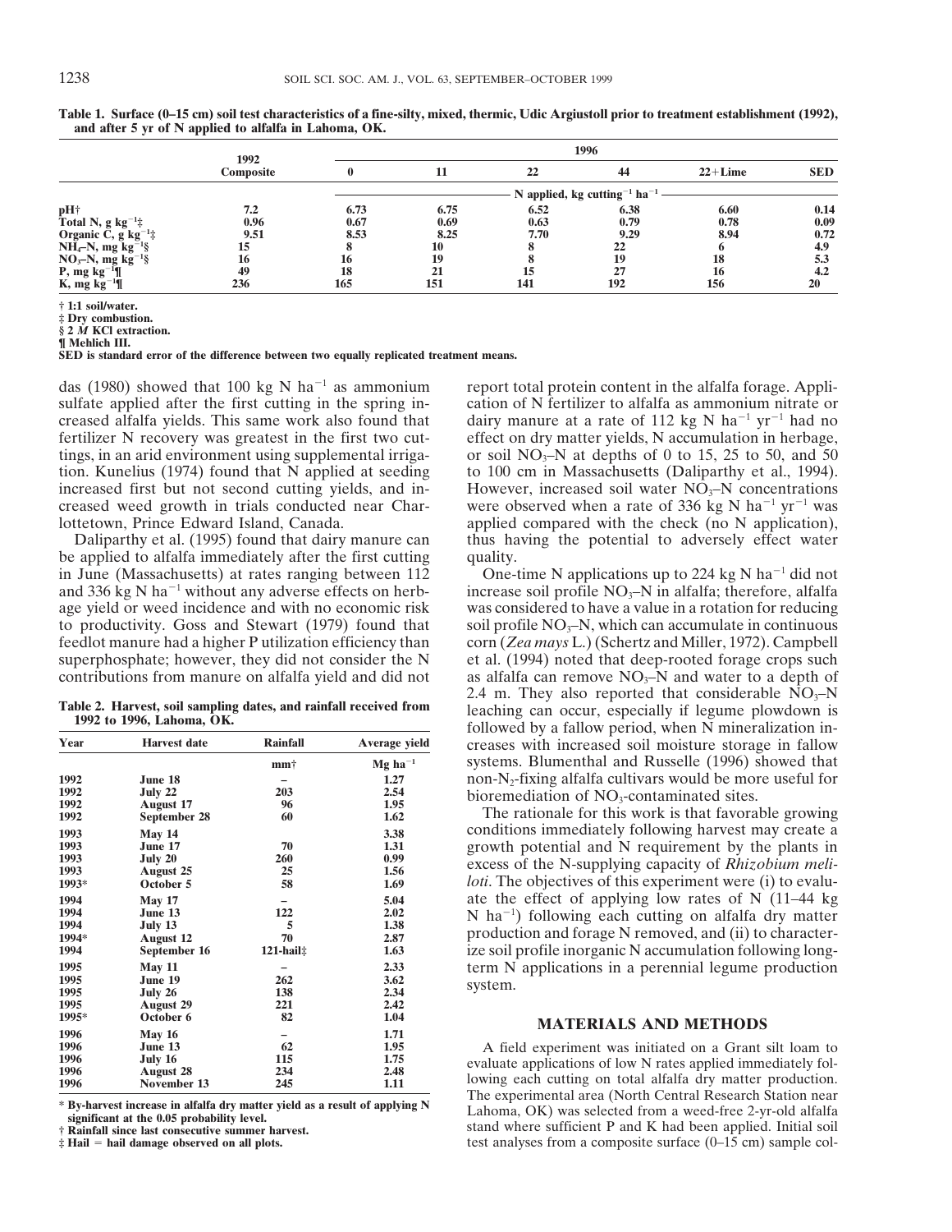**Table 1. Surface (0–15 cm) soil test characteristics of a fine-silty, mixed, thermic, Udic Argiustoll prior to treatment establishment (1992), and after 5 yr of N applied to alfalfa in Lahoma, OK.**

| | 1992 Composite | 1996 | | | | | |
|---|---|---|---|---|---|---|---|
| | | 0 | 11 | 22 | 44 | 22+Lime | SED |
| | | N applied, kg cutting$^{-1}$ ha$^{-1}$ | | | | | |
| pH† | 7.2 | 6.73 | 6.75 | 6.52 | 6.38 | 6.60 | 0.14 |
| Total N, g kg$^{-1}$‡ | 0.96 | 0.67 | 0.69 | 0.63 | 0.79 | 0.78 | 0.09 |
| Organic C, g kg$^{-1}$‡ | 9.51 | 8.53 | 8.25 | 7.70 | 9.29 | 8.94 | 0.72 |
| $NH_4$–N, mg kg$^{-1}$§ | 15 | 8 | 10 | 8 | 22 | 6 | 4.9 |
| $NO_3$–N, mg kg$^{-1}$§ | 16 | 16 | 19 | 8 | 19 | 18 | 5.3 |
| P, mg kg$^{-1}$¶ | 49 | 18 | 21 | 15 | 27 | 16 | 4.2 |
| K, mg kg$^{-1}$¶ | 236 | 165 | 151 | 141 | 192 | 156 | 20 |

† 1:1 soil/water.
‡ Dry combustion.
§ 2 *M* KCl extraction.
¶ Mehlich III.
SED is standard error of the difference between two equally replicated treatment means.

das (1980) showed that 100 kg N ha$^{-1}$ as ammonium sulfate applied after the first cutting in the spring increased alfalfa yields. This same work also found that fertilizer N recovery was greatest in the first two cuttings, in an arid environment using supplemental irrigation. Kunelius (1974) found that N applied at seeding increased first but not second cutting yields, and increased weed growth in trials conducted near Charlottetown, Prince Edward Island, Canada.

Daliparthy et al. (1995) found that dairy manure can be applied to alfalfa immediately after the first cutting in June (Massachusetts) at rates ranging between 112 and 336 kg N ha$^{-1}$ without any adverse effects on herbage yield or weed incidence and with no economic risk to productivity. Goss and Stewart (1979) found that feedlot manure had a higher P utilization efficiency than superphosphate; however, they did not consider the N contributions from manure on alfalfa yield and did not report total protein content in the alfalfa forage. Application of N fertilizer to alfalfa as ammonium nitrate or dairy manure at a rate of 112 kg N ha$^{-1}$ yr$^{-1}$ had no effect on dry matter yields, N accumulation in herbage, or soil $NO_3$–N at depths of 0 to 15, 25 to 50, and 50 to 100 cm in Massachusetts (Daliparthy et al., 1994). However, increased soil water $NO_3$–N concentrations were observed when a rate of 336 kg N ha$^{-1}$ yr$^{-1}$ was applied compared with the check (no N application), thus having the potential to adversely effect water quality.

**Table 2. Harvest, soil sampling dates, and rainfall received from 1992 to 1996, Lahoma, OK.**

| Year | Harvest date | Rainfall | Average yield |
|---|---|---|---|
| | | mm† | Mg ha$^{-1}$ |
| 1992 | June 18 | – | 1.27 |
| 1992 | July 22 | 203 | 2.54 |
| 1992 | August 17 | 96 | 1.95 |
| 1992 | September 28 | 60 | 1.62 |
| 1993 | May 14 | | 3.38 |
| 1993 | June 17 | 70 | 1.31 |
| 1993 | July 20 | 260 | 0.99 |
| 1993 | August 25 | 25 | 1.56 |
| 1993* | October 5 | 58 | 1.69 |
| 1994 | May 17 | – | 5.04 |
| 1994 | June 13 | 122 | 2.02 |
| 1994 | July 13 | 5 | 1.38 |
| 1994* | August 12 | 70 | 2.87 |
| 1994 | September 16 | 121-hail‡ | 1.63 |
| 1995 | May 11 | – | 2.33 |
| 1995 | June 19 | 262 | 3.62 |
| 1995 | July 26 | 138 | 2.34 |
| 1995 | August 29 | 221 | 2.42 |
| 1995* | October 6 | 82 | 1.04 |
| 1996 | May 16 | – | 1.71 |
| 1996 | June 13 | 62 | 1.95 |
| 1996 | July 16 | 115 | 1.75 |
| 1996 | August 28 | 234 | 2.48 |
| 1996 | November 13 | 245 | 1.11 |

\* By-harvest increase in alfalfa dry matter yield as a result of applying N significant at the 0.05 probability level.
† Rainfall since last consecutive summer harvest.
‡ Hail = hail damage observed on all plots.

One-time N applications up to 224 kg N ha$^{-1}$ did not increase soil profile $NO_3$–N in alfalfa; therefore, alfalfa was considered to have a value in a rotation for reducing soil profile $NO_3$–N, which can accumulate in continuous corn (*Zea mays* L.) (Schertz and Miller, 1972). Campbell et al. (1994) noted that deep-rooted forage crops such as alfalfa can remove $NO_3$–N and water to a depth of 2.4 m. They also reported that considerable $NO_3$–N leaching can occur, especially if legume plowdown is followed by a fallow period, when N mineralization increases with increased soil moisture storage in fallow systems. Blumenthal and Russelle (1996) showed that non-$N_2$-fixing alfalfa cultivars would be more useful for bioremediation of $NO_3$-contaminated sites.

The rationale for this work is that favorable growing conditions immediately following harvest may create a growth potential and N requirement by the plants in excess of the N-supplying capacity of *Rhizobium meliloti*. The objectives of this experiment were (i) to evaluate the effect of applying low rates of N (11–44 kg N ha$^{-1}$) following each cutting on alfalfa dry matter production and forage N removed, and (ii) to characterize soil profile inorganic N accumulation following long-term N applications in a perennial legume production system.

## MATERIALS AND METHODS

A field experiment was initiated on a Grant silt loam to evaluate applications of low N rates applied immediately following each cutting on total alfalfa dry matter production. The experimental area (North Central Research Station near Lahoma, OK) was selected from a weed-free 2-yr-old alfalfa stand where sufficient P and K had been applied. Initial soil test analyses from a composite surface (0–15 cm) sample col-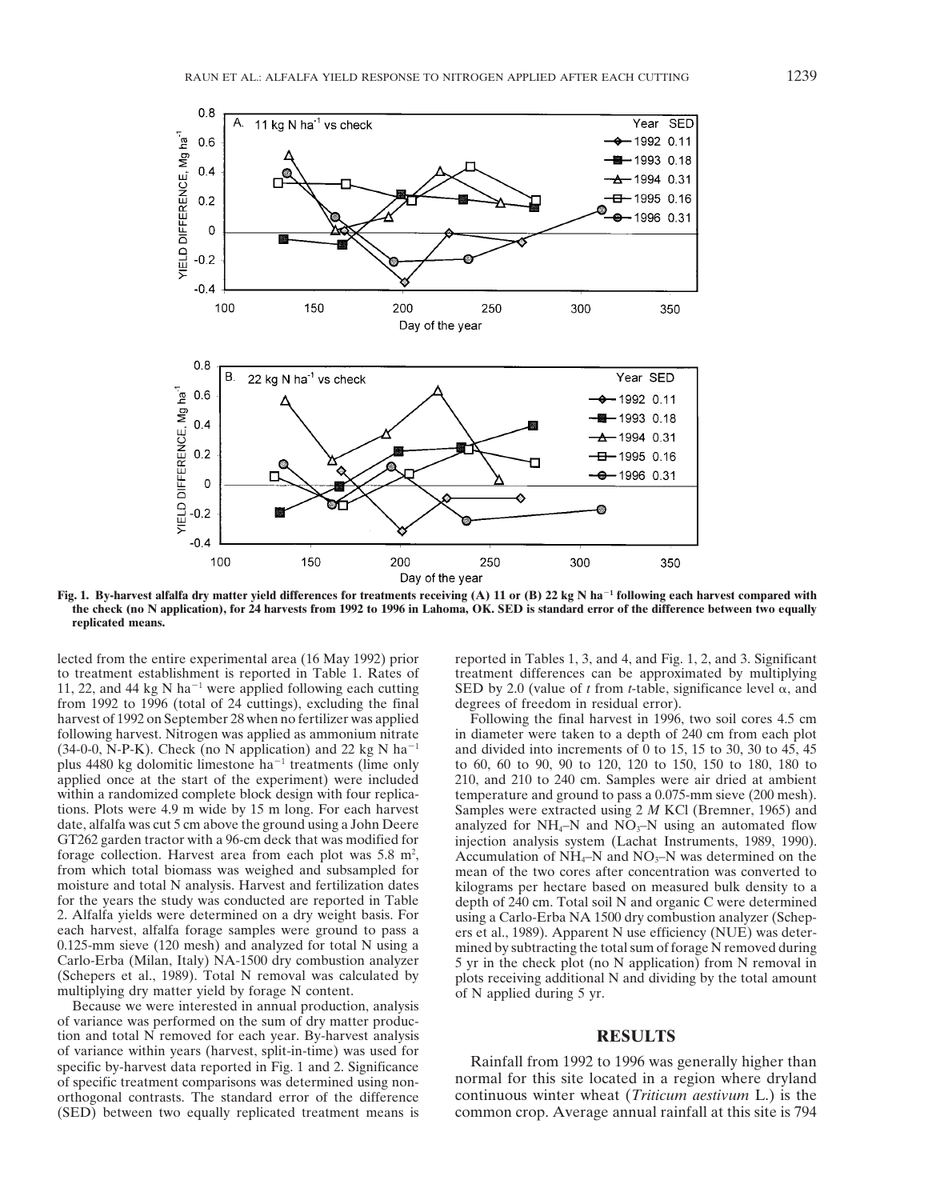Fig. 1. By-harvest alfalfa dry matter yield differences for treatments receiving (A) 11 or (B) 22 kg N ha$^{-1}$ following each harvest compared with the check (no N application), for 24 harvests from 1992 to 1996 in Lahoma, OK. SED is standard error of the difference between two equally replicated means.

lected from the entire experimental area (16 May 1992) prior to treatment establishment is reported in Table 1. Rates of 11, 22, and 44 kg N ha$^{-1}$ were applied following each cutting from 1992 to 1996 (total of 24 cuttings), excluding the final harvest of 1992 on September 28 when no fertilizer was applied following harvest. Nitrogen was applied as ammonium nitrate (34-0-0, N-P-K). Check (no N application) and 22 kg N ha$^{-1}$ plus 4480 kg dolomitic limestone ha$^{-1}$ treatments (lime only applied once at the start of the experiment) were included within a randomized complete block design with four replications. Plots were 4.9 m wide by 15 m long. For each harvest date, alfalfa was cut 5 cm above the ground using a John Deere GT262 garden tractor with a 96-cm deck that was modified for forage collection. Harvest area from each plot was 5.8 m$^2$, from which total biomass was weighed and subsampled for moisture and total N analysis. Harvest and fertilization dates for the years the study was conducted are reported in Table 2. Alfalfa yields were determined on a dry weight basis. For each harvest, alfalfa forage samples were ground to pass a 0.125-mm sieve (120 mesh) and analyzed for total N using a Carlo-Erba (Milan, Italy) NA-1500 dry combustion analyzer (Schepers et al., 1989). Total N removal was calculated by multiplying dry matter yield by forage N content.

Because we were interested in annual production, analysis of variance was performed on the sum of dry matter production and total N removed for each year. By-harvest analysis of variance within years (harvest, split-in-time) was used for specific by-harvest data reported in Fig. 1 and 2. Significance of specific treatment comparisons was determined using nonorthogonal contrasts. The standard error of the difference (SED) between two equally replicated treatment means is reported in Tables 1, 3, and 4, and Fig. 1, 2, and 3. Significant treatment differences can be approximated by multiplying SED by 2.0 (value of *t* from *t*-table, significance level α, and degrees of freedom in residual error).

Following the final harvest in 1996, two soil cores 4.5 cm in diameter were taken to a depth of 240 cm from each plot and divided into increments of 0 to 15, 15 to 30, 30 to 45, 45 to 60, 60 to 90, 90 to 120, 120 to 150, 150 to 180, 180 to 210, and 210 to 240 cm. Samples were air dried at ambient temperature and ground to pass a 0.075-mm sieve (200 mesh). Samples were extracted using 2 *M* KCl (Bremner, 1965) and analyzed for $NH_4$–N and $NO_3$–N using an automated flow injection analysis system (Lachat Instruments, 1989, 1990). Accumulation of $NH_4$–N and $NO_3$–N was determined on the mean of the two cores after concentration was converted to kilograms per hectare based on measured bulk density to a depth of 240 cm. Total soil N and organic C were determined using a Carlo-Erba NA 1500 dry combustion analyzer (Schepers et al., 1989). Apparent N use efficiency (NUE) was determined by subtracting the total sum of forage N removed during 5 yr in the check plot (no N application) from N removal in plots receiving additional N and dividing by the total amount of N applied during 5 yr.

## RESULTS

Rainfall from 1992 to 1996 was generally higher than normal for this site located in a region where dryland continuous winter wheat (*Triticum aestivum* L.) is the common crop. Average annual rainfall at this site is 794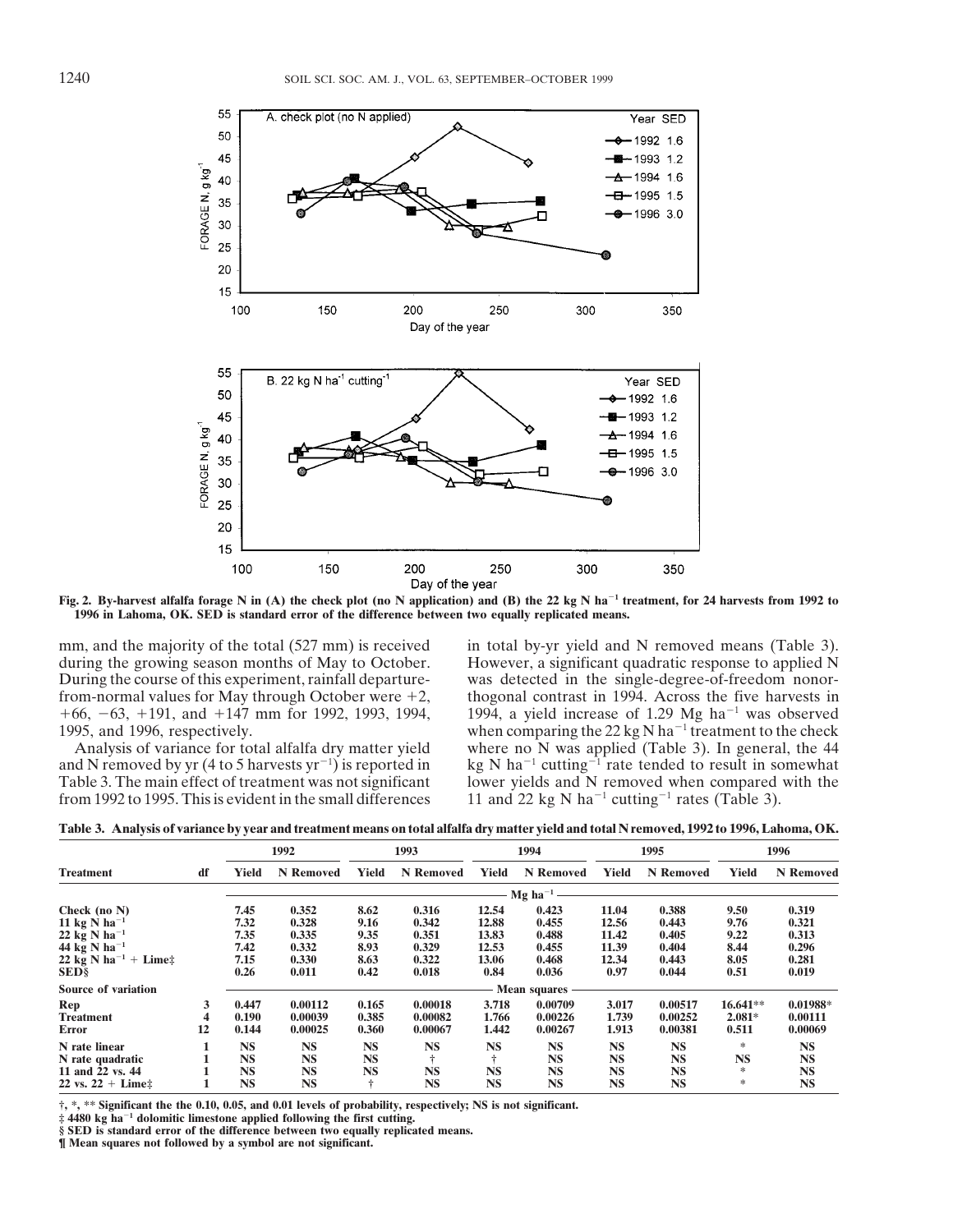Fig. 2. By-harvest alfalfa forage N in (A) the check plot (no N application) and (B) the 22 kg N $ha^{-1}$ treatment, for 24 harvests from 1992 to 1996 in Lahoma, OK. SED is standard error of the difference between two equally replicated means.

mm, and the majority of the total (527 mm) is received during the growing season months of May to October. During the course of this experiment, rainfall departure-from-normal values for May through October were +2, +66, −63, +191, and +147 mm for 1992, 1993, 1994, 1995, and 1996, respectively.

Analysis of variance for total alfalfa dry matter yield and N removed by yr (4 to 5 harvests $yr^{-1}$) is reported in Table 3. The main effect of treatment was not significant from 1992 to 1995. This is evident in the small differences in total by-yr yield and N removed means (Table 3). However, a significant quadratic response to applied N was detected in the single-degree-of-freedom nonorthogonal contrast in 1994. Across the five harvests in 1994, a yield increase of 1.29 Mg $ha^{-1}$ was observed when comparing the 22 kg N $ha^{-1}$ treatment to the check where no N was applied (Table 3). In general, the 44 kg N $ha^{-1}$ $cutting^{-1}$ rate tended to result in somewhat lower yields and N removed when compared with the 11 and 22 kg N $ha^{-1}$ $cutting^{-1}$ rates (Table 3).

**Table 3. Analysis of variance by year and treatment means on total alfalfa dry matter yield and total N removed, 1992 to 1996, Lahoma, OK.**

| Treatment | df | 1992 | | 1993 | | 1994 | | 1995 | | 1996 | |
|---|---|---|---|---|---|---|---|---|---|---|---|
| | | Yield | N Removed | Yield | N Removed | Yield | N Removed | Yield | N Removed | Yield | N Removed |
| | | Mg $ha^{-1}$ | | | | | | | | | |
| Check (no N) | | 7.45 | 0.352 | 8.62 | 0.316 | 12.54 | 0.423 | 11.04 | 0.388 | 9.50 | 0.319 |
| 11 kg N $ha^{-1}$ | | 7.32 | 0.328 | 9.16 | 0.342 | 12.88 | 0.455 | 12.56 | 0.443 | 9.76 | 0.321 |
| 22 kg N $ha^{-1}$ | | 7.35 | 0.335 | 9.35 | 0.351 | 13.83 | 0.488 | 11.42 | 0.405 | 9.22 | 0.313 |
| 44 kg N $ha^{-1}$ | | 7.42 | 0.332 | 8.93 | 0.329 | 12.53 | 0.455 | 11.39 | 0.404 | 8.44 | 0.296 |
| 22 kg N $ha^{-1}$ + Lime‡ | | 7.15 | 0.330 | 8.63 | 0.322 | 13.06 | 0.468 | 12.34 | 0.443 | 8.05 | 0.281 |
| SED§ | | 0.26 | 0.011 | 0.42 | 0.018 | 0.84 | 0.036 | 0.97 | 0.044 | 0.51 | 0.019 |
| **Source of variation** | | Mean squares | | | | | | | | | |
| Rep | 3 | 0.447 | 0.00112 | 0.165 | 0.00018 | 3.718 | 0.00709 | 3.017 | 0.00517 | 16.641** | 0.01988* |
| Treatment | 4 | 0.190 | 0.00039 | 0.385 | 0.00082 | 1.766 | 0.00226 | 1.739 | 0.00252 | 2.081* | 0.00111 |
| Error | 12 | 0.144 | 0.00025 | 0.360 | 0.00067 | 1.442 | 0.00267 | 1.913 | 0.00381 | 0.511 | 0.00069 |
| N rate linear | 1 | NS | NS | NS | NS | NS | NS | NS | NS | * | NS |
| N rate quadratic | 1 | NS | NS | NS | † | † | NS | NS | NS | NS | NS |
| 11 and 22 vs. 44 | 1 | NS | NS | NS | NS | NS | NS | NS | NS | * | NS |
| 22 vs. 22 + Lime‡ | 1 | NS | NS | † | NS | NS | NS | NS | NS | * | NS |

†, *, ** Significant the the 0.10, 0.05, and 0.01 levels of probability, respectively; NS is not significant.
‡ 4480 kg $ha^{-1}$ dolomitic limestone applied following the first cutting.
§ SED is standard error of the difference between two equally replicated means.
¶ Mean squares not followed by a symbol are not significant.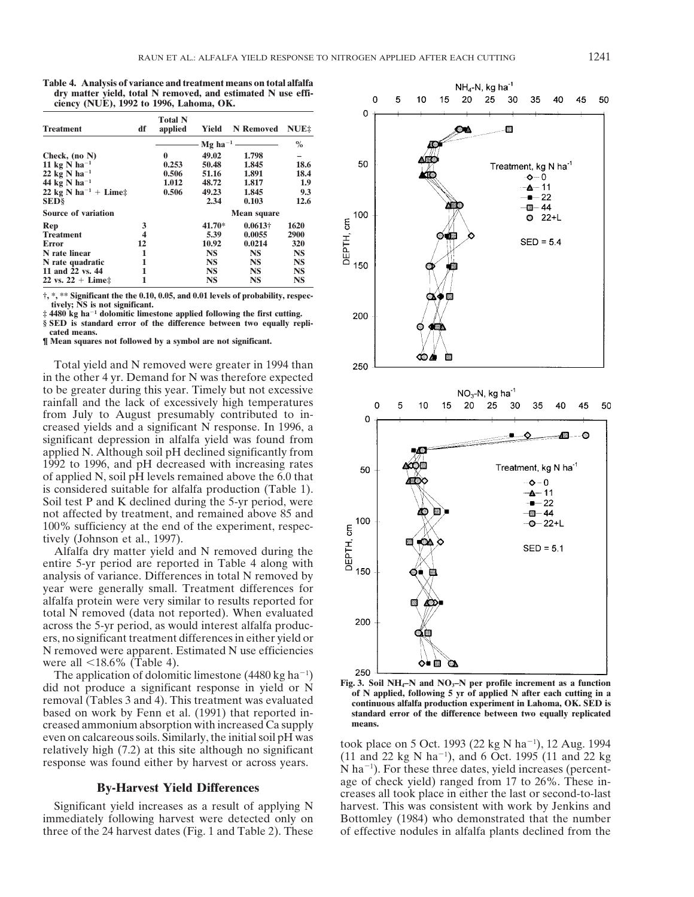**Table 4. Analysis of variance and treatment means on total alfalfa dry matter yield, total N removed, and estimated N use efficiency (NUE), 1992 to 1996, Lahoma, OK.**

| Treatment | df | Total N applied | Yield | N Removed | NUE‡ |
|---|---|---|---|---|---|
| | | Mg ha$^{-1}$ | | | % |
| Check, (no N) | | 0 | 49.02 | 1.798 | – |
| 11 kg N ha$^{-1}$ | | 0.253 | 50.48 | 1.845 | 18.6 |
| 22 kg N ha$^{-1}$ | | 0.506 | 51.16 | 1.891 | 18.4 |
| 44 kg N ha$^{-1}$ | | 1.012 | 48.72 | 1.817 | 1.9 |
| 22 kg N ha$^{-1}$ + Lime‡ | | 0.506 | 49.23 | 1.845 | 9.3 |
| SED§ | | | 2.34 | 0.103 | 12.6 |
| **Source of variation** | | | **Mean square** | | |
| Rep | 3 | | 41.70* | 0.0613† | 1620 |
| Treatment | 4 | | 5.39 | 0.0055 | 2900 |
| Error | 12 | | 10.92 | 0.0214 | 320 |
| N rate linear | 1 | | NS | NS | NS |
| N rate quadratic | 1 | | NS | NS | NS |
| 11 and 22 vs. 44 | 1 | | NS | NS | NS |
| 22 vs. 22 + Lime‡ | 1 | | NS | NS | NS |

†, *, ** Significant the the 0.10, 0.05, and 0.01 levels of probability, respectively; NS is not significant.
‡ 4480 kg ha$^{-1}$ dolomitic limestone applied following the first cutting.
§ SED is standard error of the difference between two equally replicated means.
¶ Mean squares not followed by a symbol are not significant.

Total yield and N removed were greater in 1994 than in the other 4 yr. Demand for N was therefore expected to be greater during this year. Timely but not excessive rainfall and the lack of excessively high temperatures from July to August presumably contributed to increased yields and a significant N response. In 1996, a significant depression in alfalfa yield was found from applied N. Although soil pH declined significantly from 1992 to 1996, and pH decreased with increasing rates of applied N, soil pH levels remained above the 6.0 that is considered suitable for alfalfa production (Table 1). Soil test P and K declined during the 5-yr period, were not affected by treatment, and remained above 85 and 100% sufficiency at the end of the experiment, respectively (Johnson et al., 1997).

Alfalfa dry matter yield and N removed during the entire 5-yr period are reported in Table 4 along with analysis of variance. Differences in total N removed by year were generally small. Treatment differences for alfalfa protein were very similar to results reported for total N removed (data not reported). When evaluated across the 5-yr period, as would interest alfalfa producers, no significant treatment differences in either yield or N removed were apparent. Estimated N use efficiencies were all <18.6% (Table 4).

The application of dolomitic limestone (4480 kg ha$^{-1}$) did not produce a significant response in yield or N removal (Tables 3 and 4). This treatment was evaluated based on work by Fenn et al. (1991) that reported increased ammonium absorption with increased Ca supply even on calcareous soils. Similarly, the initial soil pH was relatively high (7.2) at this site although no significant response was found either by harvest or across years.

## By-Harvest Yield Differences

Significant yield increases as a result of applying N immediately following harvest were detected only on three of the 24 harvest dates (Fig. 1 and Table 2). These took place on 5 Oct. 1993 (22 kg N ha$^{-1}$), 12 Aug. 1994 (11 and 22 kg N ha$^{-1}$), and 6 Oct. 1995 (11 and 22 kg N ha$^{-1}$). For these three dates, yield increases (percentage of check yield) ranged from 17 to 26%. These increases all took place in either the last or second-to-last harvest. This was consistent with work by Jenkins and Bottomley (1984) who demonstrated that the number of effective nodules in alfalfa plants declined from the

Fig. 3. Soil $NH_4$–N and $NO_3$–N per profile increment as a function of N applied, following 5 yr of applied N after each cutting in a continuous alfalfa production experiment in Lahoma, OK. SED is standard error of the difference between two equally replicated means.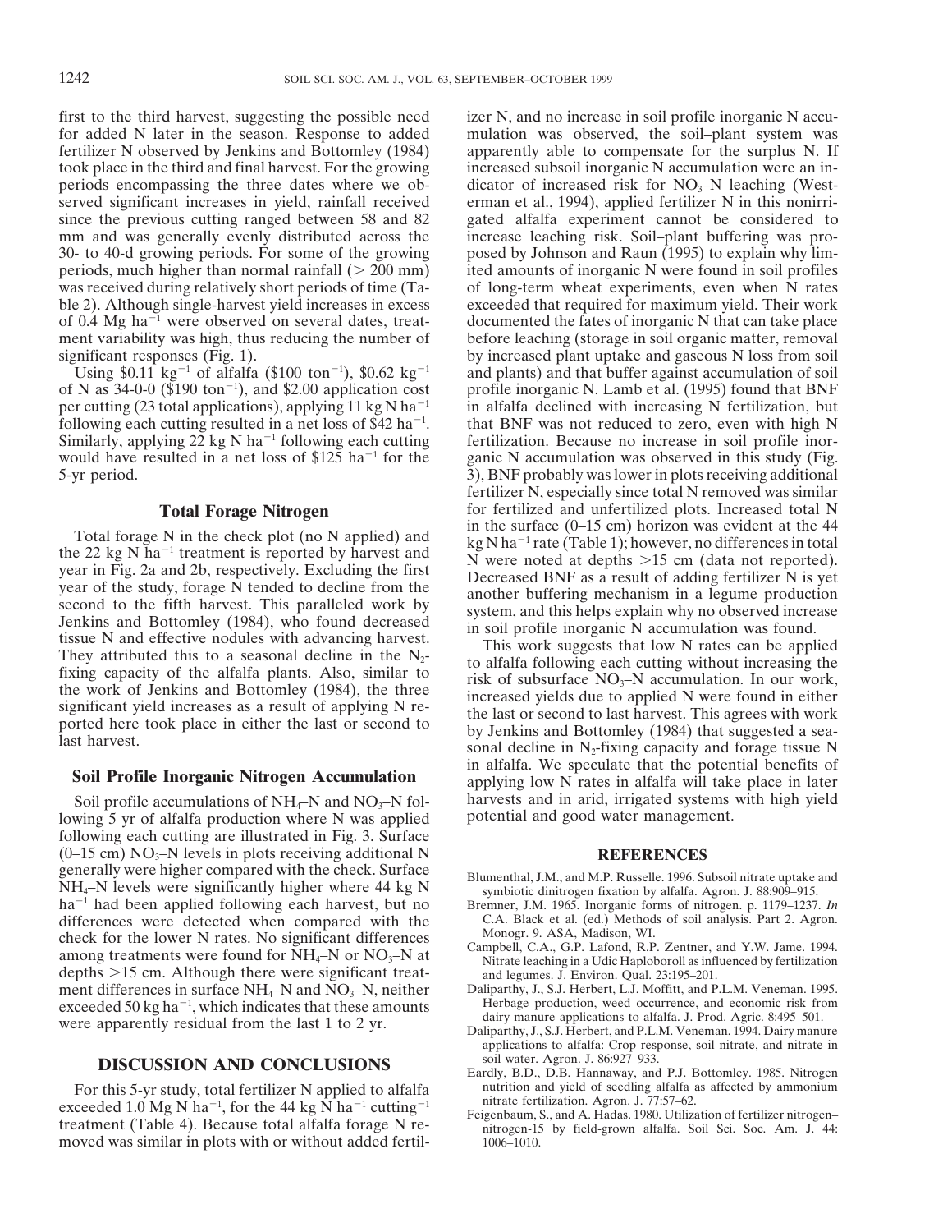first to the third harvest, suggesting the possible need for added N later in the season. Response to added fertilizer N observed by Jenkins and Bottomley (1984) took place in the third and final harvest. For the growing periods encompassing the three dates where we observed significant increases in yield, rainfall received since the previous cutting ranged between 58 and 82 mm and was generally evenly distributed across the 30- to 40-d growing periods. For some of the growing periods, much higher than normal rainfall (> 200 mm) was received during relatively short periods of time (Table 2). Although single-harvest yield increases in excess of 0.4 Mg ha$^{-1}$ were observed on several dates, treatment variability was high, thus reducing the number of significant responses (Fig. 1).

Using \$0.11 kg$^{-1}$ of alfalfa (\$100 ton$^{-1}$), \$0.62 kg$^{-1}$ of N as 34-0-0 (\$190 ton$^{-1}$), and \$2.00 application cost per cutting (23 total applications), applying 11 kg N ha$^{-1}$ following each cutting resulted in a net loss of \$42 ha$^{-1}$. Similarly, applying 22 kg N ha$^{-1}$ following each cutting would have resulted in a net loss of \$125 ha$^{-1}$ for the 5-yr period.

## Total Forage Nitrogen

Total forage N in the check plot (no N applied) and the 22 kg N ha$^{-1}$ treatment is reported by harvest and year in Fig. 2a and 2b, respectively. Excluding the first year of the study, forage N tended to decline from the second to the fifth harvest. This paralleled work by Jenkins and Bottomley (1984), who found decreased tissue N and effective nodules with advancing harvest. They attributed this to a seasonal decline in the $N_2$-fixing capacity of the alfalfa plants. Also, similar to the work of Jenkins and Bottomley (1984), the three significant yield increases as a result of applying N reported here took place in either the last or second to last harvest.

## Soil Profile Inorganic Nitrogen Accumulation

Soil profile accumulations of $NH_4$–N and $NO_3$–N following 5 yr of alfalfa production where N was applied following each cutting are illustrated in Fig. 3. Surface (0–15 cm) $NO_3$–N levels in plots receiving additional N generally were higher compared with the check. Surface $NH_4$–N levels were significantly higher where 44 kg N ha$^{-1}$ had been applied following each harvest, but no differences were detected when compared with the check for the lower N rates. No significant differences among treatments were found for $NH_4$–N or $NO_3$–N at depths >15 cm. Although there were significant treatment differences in surface $NH_4$–N and $NO_3$–N, neither exceeded 50 kg ha$^{-1}$, which indicates that these amounts were apparently residual from the last 1 to 2 yr.

## DISCUSSION AND CONCLUSIONS

For this 5-yr study, total fertilizer N applied to alfalfa exceeded 1.0 Mg N ha$^{-1}$, for the 44 kg N ha$^{-1}$ cutting$^{-1}$ treatment (Table 4). Because total alfalfa forage N removed was similar in plots with or without added fertilizer N, and no increase in soil profile inorganic N accumulation was observed, the soil–plant system was apparently able to compensate for the surplus N. If increased subsoil inorganic N accumulation were an indicator of increased risk for $NO_3$–N leaching (Westerman et al., 1994), applied fertilizer N in this nonirrigated alfalfa experiment cannot be considered to increase leaching risk. Soil–plant buffering was proposed by Johnson and Raun (1995) to explain why limited amounts of inorganic N were found in soil profiles of long-term wheat experiments, even when N rates exceeded that required for maximum yield. Their work documented the fates of inorganic N that can take place before leaching (storage in soil organic matter, removal by increased plant uptake and gaseous N loss from soil and plants) and that buffer against accumulation of soil profile inorganic N. Lamb et al. (1995) found that BNF in alfalfa declined with increasing N fertilization, but that BNF was not reduced to zero, even with high N fertilization. Because no increase in soil profile inorganic N accumulation was observed in this study (Fig. 3), BNF probably was lower in plots receiving additional fertilizer N, especially since total N removed was similar for fertilized and unfertilized plots. Increased total N in the surface (0–15 cm) horizon was evident at the 44 kg N ha$^{-1}$ rate (Table 1); however, no differences in total N were noted at depths >15 cm (data not reported). Decreased BNF as a result of adding fertilizer N is yet another buffering mechanism in a legume production system, and this helps explain why no observed increase in soil profile inorganic N accumulation was found.

This work suggests that low N rates can be applied to alfalfa following each cutting without increasing the risk of subsurface $NO_3$–N accumulation. In our work, increased yields due to applied N were found in either the last or second to last harvest. This agrees with work by Jenkins and Bottomley (1984) that suggested a seasonal decline in $N_2$-fixing capacity and forage tissue N in alfalfa. We speculate that the potential benefits of applying low N rates in alfalfa will take place in later harvests and in arid, irrigated systems with high yield potential and good water management.

## REFERENCES

Blumenthal, J.M., and M.P. Russelle. 1996. Subsoil nitrate uptake and symbiotic dinitrogen fixation by alfalfa. Agron. J. 88:909–915.

Bremner, J.M. 1965. Inorganic forms of nitrogen. p. 1179–1237. *In* C.A. Black et al. (ed.) Methods of soil analysis. Part 2. Agron. Monogr. 9. ASA, Madison, WI.

Campbell, C.A., G.P. Lafond, R.P. Zentner, and Y.W. Jame. 1994. Nitrate leaching in a Udic Haploboroll as influenced by fertilization and legumes. J. Environ. Qual. 23:195–201.

Daliparthy, J., S.J. Herbert, L.J. Moffitt, and P.L.M. Veneman. 1995. Herbage production, weed occurrence, and economic risk from dairy manure applications to alfalfa. J. Prod. Agric. 8:495–501.

Daliparthy, J., S.J. Herbert, and P.L.M. Veneman. 1994. Dairy manure applications to alfalfa: Crop response, soil nitrate, and nitrate in soil water. Agron. J. 86:927–933.

Eardly, B.D., D.B. Hannaway, and P.J. Bottomley. 1985. Nitrogen nutrition and yield of seedling alfalfa as affected by ammonium nitrate fertilization. Agron. J. 77:57–62.

Feigenbaum, S., and A. Hadas. 1980. Utilization of fertilizer nitrogen–nitrogen-15 by field-grown alfalfa. Soil Sci. Soc. Am. J. 44: 1006–1010.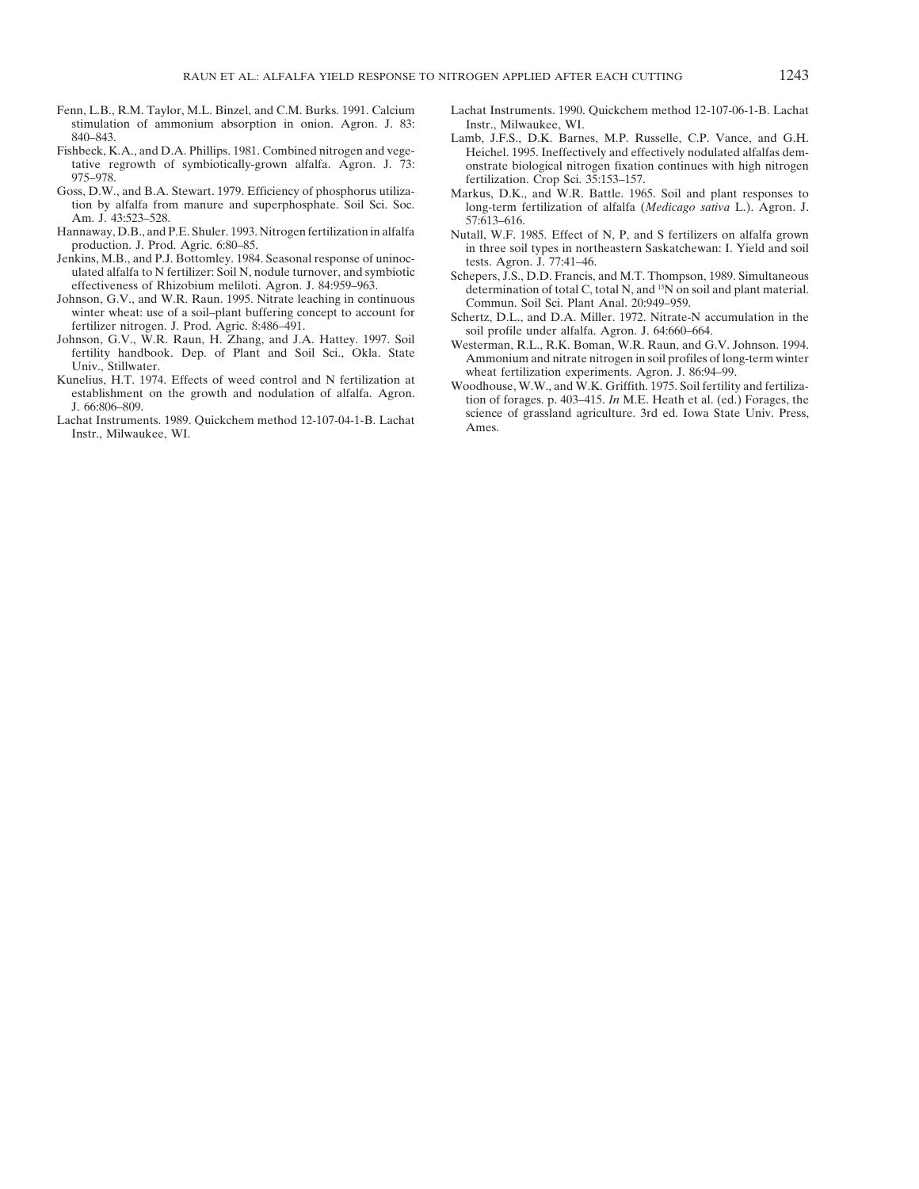Fenn, L.B., R.M. Taylor, M.L. Binzel, and C.M. Burks. 1991. Calcium stimulation of ammonium absorption in onion. Agron. J. 83: 840–843.

Fishbeck, K.A., and D.A. Phillips. 1981. Combined nitrogen and vegetative regrowth of symbiotically-grown alfalfa. Agron. J. 73: 975–978.

Goss, D.W., and B.A. Stewart. 1979. Efficiency of phosphorus utilization by alfalfa from manure and superphosphate. Soil Sci. Soc. Am. J. 43:523–528.

Hannaway, D.B., and P.E. Shuler. 1993. Nitrogen fertilization in alfalfa production. J. Prod. Agric. 6:80–85.

Jenkins, M.B., and P.J. Bottomley. 1984. Seasonal response of uninoculated alfalfa to N fertilizer: Soil N, nodule turnover, and symbiotic effectiveness of Rhizobium meliloti. Agron. J. 84:959–963.

Johnson, G.V., and W.R. Raun. 1995. Nitrate leaching in continuous winter wheat: use of a soil–plant buffering concept to account for fertilizer nitrogen. J. Prod. Agric. 8:486–491.

Johnson, G.V., W.R. Raun, H. Zhang, and J.A. Hattey. 1997. Soil fertility handbook. Dep. of Plant and Soil Sci., Okla. State Univ., Stillwater.

Kunelius, H.T. 1974. Effects of weed control and N fertilization at establishment on the growth and nodulation of alfalfa. Agron. J. 66:806–809.

Lachat Instruments. 1989. Quickchem method 12-107-04-1-B. Lachat Instr., Milwaukee, WI.

Lachat Instruments. 1990. Quickchem method 12-107-06-1-B. Lachat Instr., Milwaukee, WI.

Lamb, J.F.S., D.K. Barnes, M.P. Russelle, C.P. Vance, and G.H. Heichel. 1995. Ineffectively and effectively nodulated alfalfas demonstrate biological nitrogen fixation continues with high nitrogen fertilization. Crop Sci. 35:153–157.

Markus, D.K., and W.R. Battle. 1965. Soil and plant responses to long-term fertilization of alfalfa (*Medicago sativa* L.). Agron. J. 57:613–616.

Nutall, W.F. 1985. Effect of N, P, and S fertilizers on alfalfa grown in three soil types in northeastern Saskatchewan: I. Yield and soil tests. Agron. J. 77:41–46.

Schepers, J.S., D.D. Francis, and M.T. Thompson, 1989. Simultaneous determination of total C, total N, and $^{15}N$ on soil and plant material. Commun. Soil Sci. Plant Anal. 20:949–959.

Schertz, D.L., and D.A. Miller. 1972. Nitrate-N accumulation in the soil profile under alfalfa. Agron. J. 64:660–664.

Westerman, R.L., R.K. Boman, W.R. Raun, and G.V. Johnson. 1994. Ammonium and nitrate nitrogen in soil profiles of long-term winter wheat fertilization experiments. Agron. J. 86:94–99.

Woodhouse, W.W., and W.K. Griffith. 1975. Soil fertility and fertilization of forages. p. 403–415. *In* M.E. Heath et al. (ed.) Forages, the science of grassland agriculture. 3rd ed. Iowa State Univ. Press, Ames.